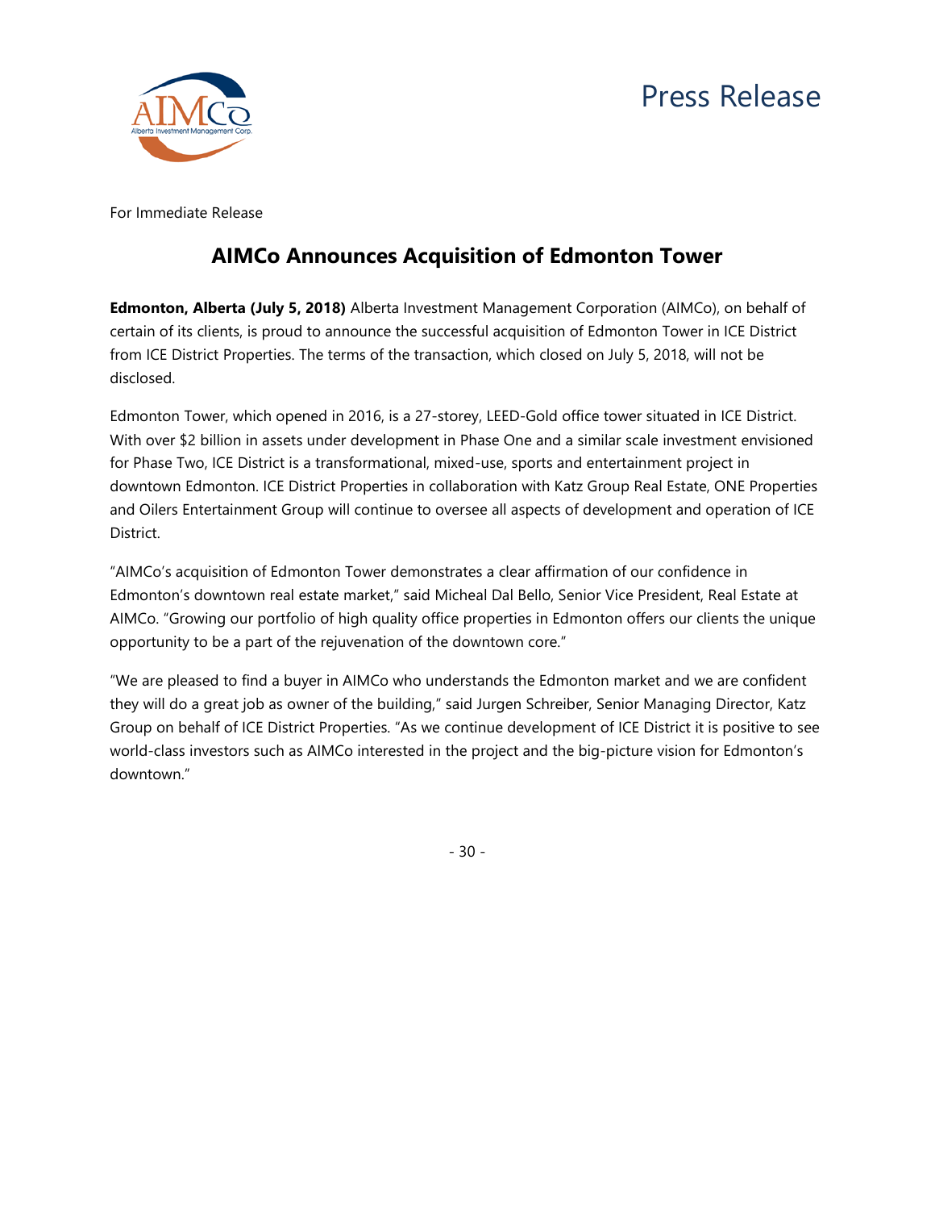Press Release

For Immediate Release

# AIMCo Announces Acquisition of Edmonton Tower

**Edmonton, Alberta (July 5, 2018)** Alberta Investment Management Corporation (AIMCo), on behalf of certain of its clients, is proud to announce the successful acquisition of Edmonton Tower in ICE District from ICE District Properties. The terms of the transaction, which closed on July 5, 2018, will not be disclosed.

Edmonton Tower, which opened in 2016, is a 27-storey, LEED-Gold office tower situated in ICE District. With over $2 billion in assets under development in Phase One and a similar scale investment envisioned for Phase Two, ICE District is a transformational, mixed-use, sports and entertainment project in downtown Edmonton. ICE District Properties in collaboration with Katz Group Real Estate, ONE Properties and Oilers Entertainment Group will continue to oversee all aspects of development and operation of ICE District.

"AIMCo's acquisition of Edmonton Tower demonstrates a clear affirmation of our confidence in Edmonton's downtown real estate market," said Micheal Dal Bello, Senior Vice President, Real Estate at AIMCo. "Growing our portfolio of high quality office properties in Edmonton offers our clients the unique opportunity to be a part of the rejuvenation of the downtown core."

"We are pleased to find a buyer in AIMCo who understands the Edmonton market and we are confident they will do a great job as owner of the building," said Jurgen Schreiber, Senior Managing Director, Katz Group on behalf of ICE District Properties. "As we continue development of ICE District it is positive to see world-class investors such as AIMCo interested in the project and the big-picture vision for Edmonton's downtown."

- 30 -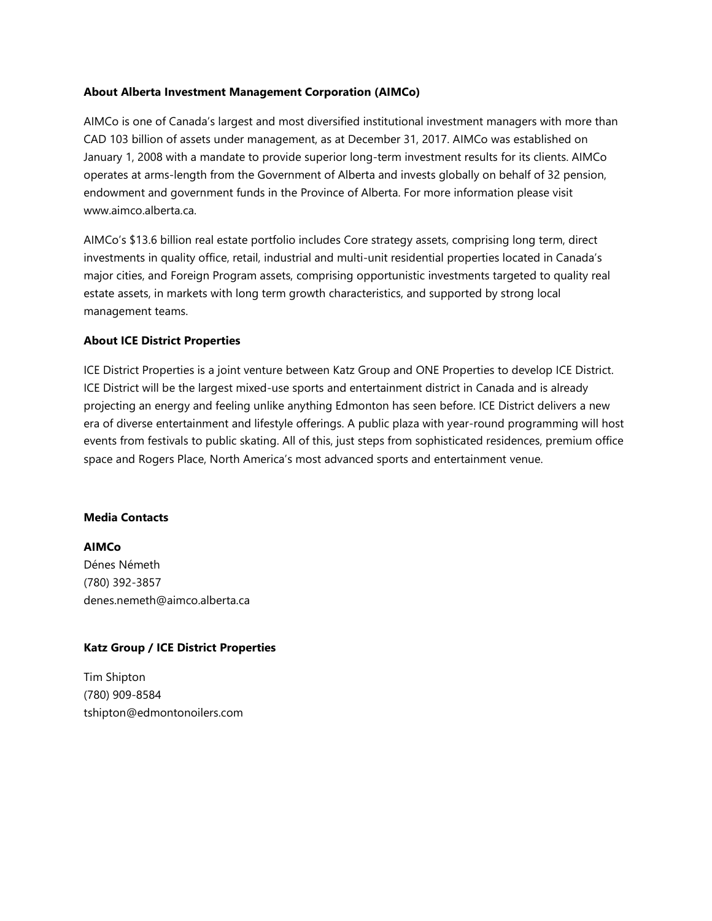**About Alberta Investment Management Corporation (AIMCo)**

AIMCo is one of Canada's largest and most diversified institutional investment managers with more than CAD 103 billion of assets under management, as at December 31, 2017. AIMCo was established on January 1, 2008 with a mandate to provide superior long-term investment results for its clients. AIMCo operates at arms-length from the Government of Alberta and invests globally on behalf of 32 pension, endowment and government funds in the Province of Alberta. For more information please visit www.aimco.alberta.ca.

AIMCo's $13.6 billion real estate portfolio includes Core strategy assets, comprising long term, direct investments in quality office, retail, industrial and multi-unit residential properties located in Canada's major cities, and Foreign Program assets, comprising opportunistic investments targeted to quality real estate assets, in markets with long term growth characteristics, and supported by strong local management teams.

**About ICE District Properties**

ICE District Properties is a joint venture between Katz Group and ONE Properties to develop ICE District. ICE District will be the largest mixed-use sports and entertainment district in Canada and is already projecting an energy and feeling unlike anything Edmonton has seen before. ICE District delivers a new era of diverse entertainment and lifestyle offerings. A public plaza with year-round programming will host events from festivals to public skating. All of this, just steps from sophisticated residences, premium office space and Rogers Place, North America's most advanced sports and entertainment venue.

**Media Contacts**

**AIMCo**
Dénes Németh
(780) 392-3857
denes.nemeth@aimco.alberta.ca

**Katz Group / ICE District Properties**

Tim Shipton
(780) 909-8584
tshipton@edmontonoilers.com